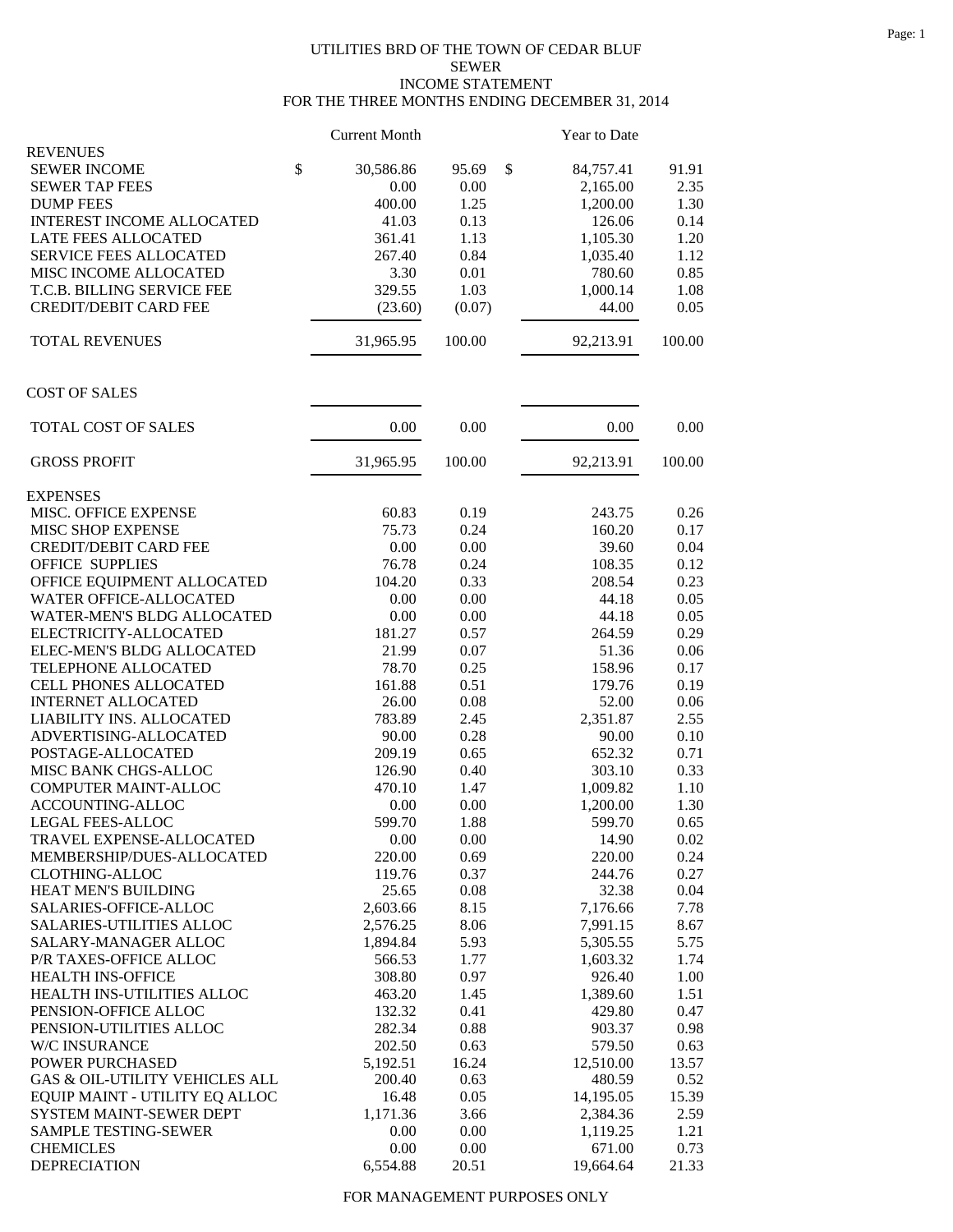UTILITIES BRD OF THE TOWN OF CEDAR BLUF
SEWER
INCOME STATEMENT
FOR THE THREE MONTHS ENDING DECEMBER 31, 2014

| | Current Month | | Year to Date | |
|---|---|---|---|---|
| **REVENUES** | | | | |
| SEWER INCOME | $ 30,586.86 | 95.69 | $ 84,757.41 | 91.91 |
| SEWER TAP FEES | 0.00 | 0.00 | 2,165.00 | 2.35 |
| DUMP FEES | 400.00 | 1.25 | 1,200.00 | 1.30 |
| INTEREST INCOME ALLOCATED | 41.03 | 0.13 | 126.06 | 0.14 |
| LATE FEES ALLOCATED | 361.41 | 1.13 | 1,105.30 | 1.20 |
| SERVICE FEES ALLOCATED | 267.40 | 0.84 | 1,035.40 | 1.12 |
| MISC INCOME ALLOCATED | 3.30 | 0.01 | 780.60 | 0.85 |
| T.C.B. BILLING SERVICE FEE | 329.55 | 1.03 | 1,000.14 | 1.08 |
| CREDIT/DEBIT CARD FEE | (23.60) | (0.07) | 44.00 | 0.05 |
| TOTAL REVENUES | 31,965.95 | 100.00 | 92,213.91 | 100.00 |
| **COST OF SALES** | | | | |
| TOTAL COST OF SALES | 0.00 | 0.00 | 0.00 | 0.00 |
| GROSS PROFIT | 31,965.95 | 100.00 | 92,213.91 | 100.00 |
| **EXPENSES** | | | | |
| MISC. OFFICE EXPENSE | 60.83 | 0.19 | 243.75 | 0.26 |
| MISC SHOP EXPENSE | 75.73 | 0.24 | 160.20 | 0.17 |
| CREDIT/DEBIT CARD FEE | 0.00 | 0.00 | 39.60 | 0.04 |
| OFFICE SUPPLIES | 76.78 | 0.24 | 108.35 | 0.12 |
| OFFICE EQUIPMENT ALLOCATED | 104.20 | 0.33 | 208.54 | 0.23 |
| WATER OFFICE-ALLOCATED | 0.00 | 0.00 | 44.18 | 0.05 |
| WATER-MEN'S BLDG ALLOCATED | 0.00 | 0.00 | 44.18 | 0.05 |
| ELECTRICITY-ALLOCATED | 181.27 | 0.57 | 264.59 | 0.29 |
| ELEC-MEN'S BLDG ALLOCATED | 21.99 | 0.07 | 51.36 | 0.06 |
| TELEPHONE ALLOCATED | 78.70 | 0.25 | 158.96 | 0.17 |
| CELL PHONES ALLOCATED | 161.88 | 0.51 | 179.76 | 0.19 |
| INTERNET ALLOCATED | 26.00 | 0.08 | 52.00 | 0.06 |
| LIABILITY INS. ALLOCATED | 783.89 | 2.45 | 2,351.87 | 2.55 |
| ADVERTISING-ALLOCATED | 90.00 | 0.28 | 90.00 | 0.10 |
| POSTAGE-ALLOCATED | 209.19 | 0.65 | 652.32 | 0.71 |
| MISC BANK CHGS-ALLOC | 126.90 | 0.40 | 303.10 | 0.33 |
| COMPUTER MAINT-ALLOC | 470.10 | 1.47 | 1,009.82 | 1.10 |
| ACCOUNTING-ALLOC | 0.00 | 0.00 | 1,200.00 | 1.30 |
| LEGAL FEES-ALLOC | 599.70 | 1.88 | 599.70 | 0.65 |
| TRAVEL EXPENSE-ALLOCATED | 0.00 | 0.00 | 14.90 | 0.02 |
| MEMBERSHIP/DUES-ALLOCATED | 220.00 | 0.69 | 220.00 | 0.24 |
| CLOTHING-ALLOC | 119.76 | 0.37 | 244.76 | 0.27 |
| HEAT MEN'S BUILDING | 25.65 | 0.08 | 32.38 | 0.04 |
| SALARIES-OFFICE-ALLOC | 2,603.66 | 8.15 | 7,176.66 | 7.78 |
| SALARIES-UTILITIES ALLOC | 2,576.25 | 8.06 | 7,991.15 | 8.67 |
| SALARY-MANAGER ALLOC | 1,894.84 | 5.93 | 5,305.55 | 5.75 |
| P/R TAXES-OFFICE ALLOC | 566.53 | 1.77 | 1,603.32 | 1.74 |
| HEALTH INS-OFFICE | 308.80 | 0.97 | 926.40 | 1.00 |
| HEALTH INS-UTILITIES ALLOC | 463.20 | 1.45 | 1,389.60 | 1.51 |
| PENSION-OFFICE ALLOC | 132.32 | 0.41 | 429.80 | 0.47 |
| PENSION-UTILITIES ALLOC | 282.34 | 0.88 | 903.37 | 0.98 |
| W/C INSURANCE | 202.50 | 0.63 | 579.50 | 0.63 |
| POWER PURCHASED | 5,192.51 | 16.24 | 12,510.00 | 13.57 |
| GAS & OIL-UTILITY VEHICLES ALL | 200.40 | 0.63 | 480.59 | 0.52 |
| EQUIP MAINT - UTILITY EQ ALLOC | 16.48 | 0.05 | 14,195.05 | 15.39 |
| SYSTEM MAINT-SEWER DEPT | 1,171.36 | 3.66 | 2,384.36 | 2.59 |
| SAMPLE TESTING-SEWER | 0.00 | 0.00 | 1,119.25 | 1.21 |
| CHEMICLES | 0.00 | 0.00 | 671.00 | 0.73 |
| DEPRECIATION | 6,554.88 | 20.51 | 19,664.64 | 21.33 |

FOR MANAGEMENT PURPOSES ONLY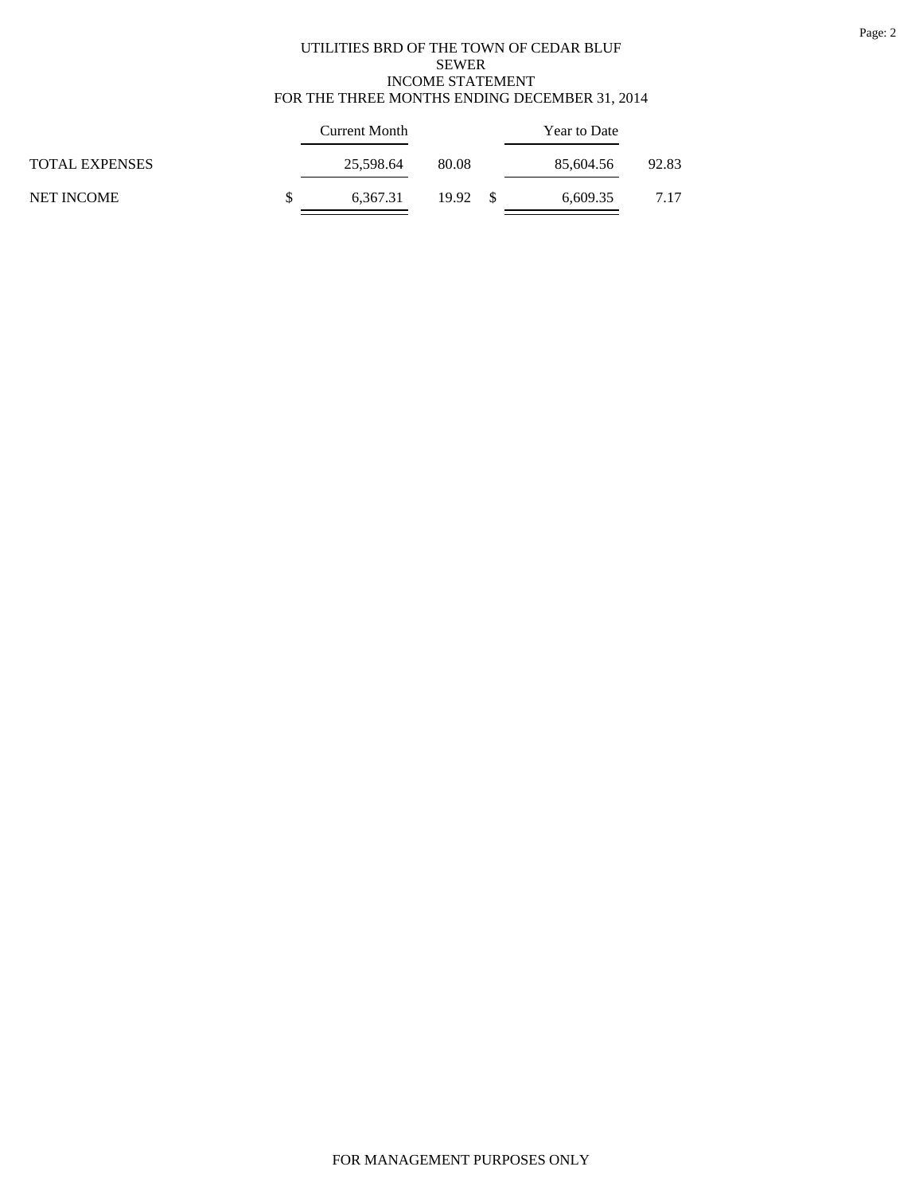UTILITIES BRD OF THE TOWN OF CEDAR BLUF
SEWER
INCOME STATEMENT
FOR THE THREE MONTHS ENDING DECEMBER 31, 2014

| | Current Month | | Year to Date | |
|---|---|---|---|---|
| TOTAL EXPENSES | 25,598.64 | 80.08 | 85,604.56 | 92.83 |
| NET INCOME | $ 6,367.31 | 19.92 | $ 6,609.35 | 7.17 |

FOR MANAGEMENT PURPOSES ONLY